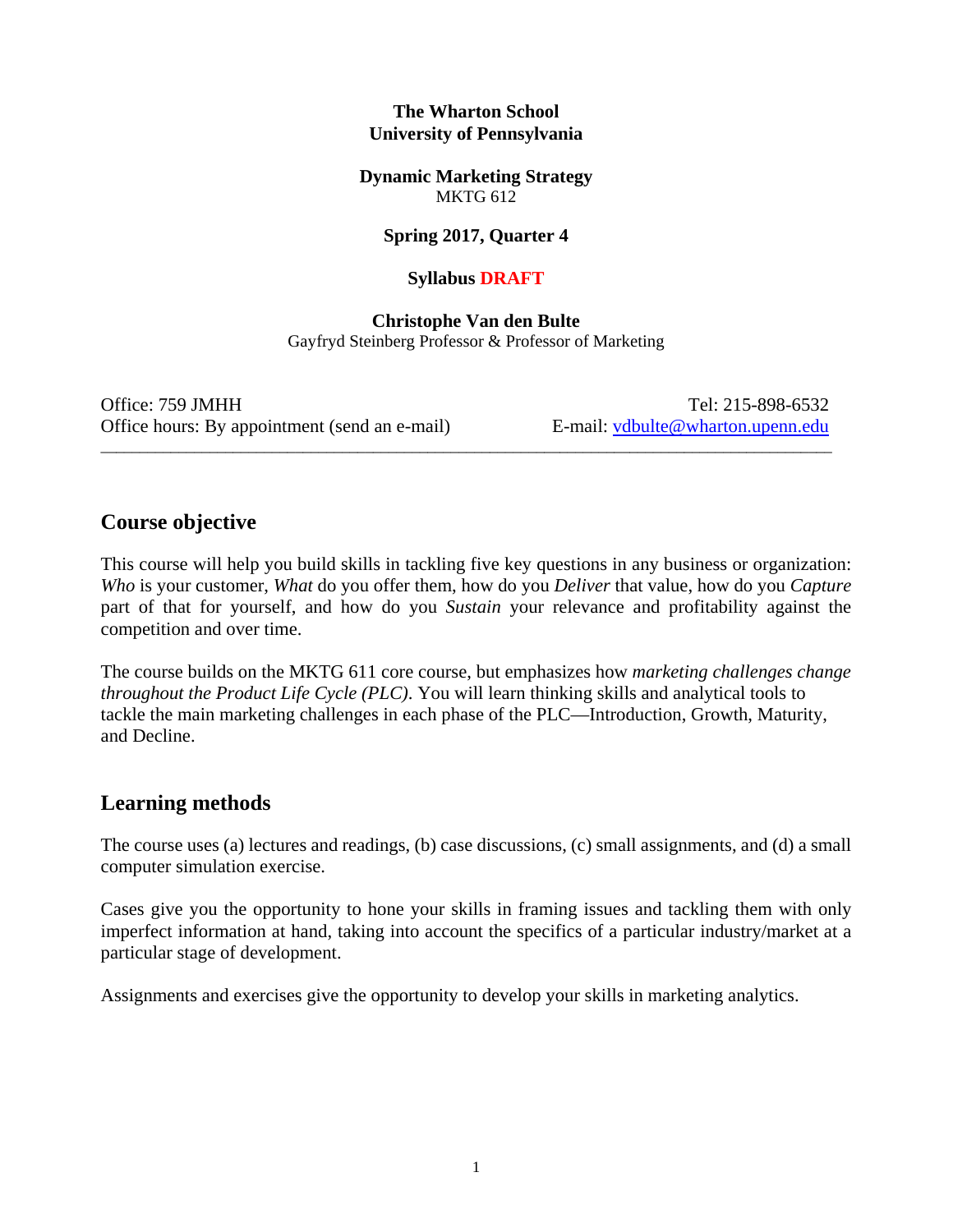**The Wharton School**
**University of Pennsylvania**

**Dynamic Marketing Strategy**
MKTG 612

**Spring 2017, Quarter 4**

**Syllabus DRAFT**

**Christophe Van den Bulte**
Gayfryd Steinberg Professor & Professor of Marketing

Office: 759 JMHH
Office hours: By appointment (send an e-mail)

Tel: 215-898-6532
E-mail: vdbulte@wharton.upenn.edu

---

## Course objective

This course will help you build skills in tackling five key questions in any business or organization: *Who* is your customer, *What* do you offer them, how do you *Deliver* that value, how do you *Capture* part of that for yourself, and how do you *Sustain* your relevance and profitability against the competition and over time.

The course builds on the MKTG 611 core course, but emphasizes how *marketing challenges change throughout the Product Life Cycle (PLC)*. You will learn thinking skills and analytical tools to tackle the main marketing challenges in each phase of the PLC—Introduction, Growth, Maturity, and Decline.

## Learning methods

The course uses (a) lectures and readings, (b) case discussions, (c) small assignments, and (d) a small computer simulation exercise.

Cases give you the opportunity to hone your skills in framing issues and tackling them with only imperfect information at hand, taking into account the specifics of a particular industry/market at a particular stage of development.

Assignments and exercises give the opportunity to develop your skills in marketing analytics.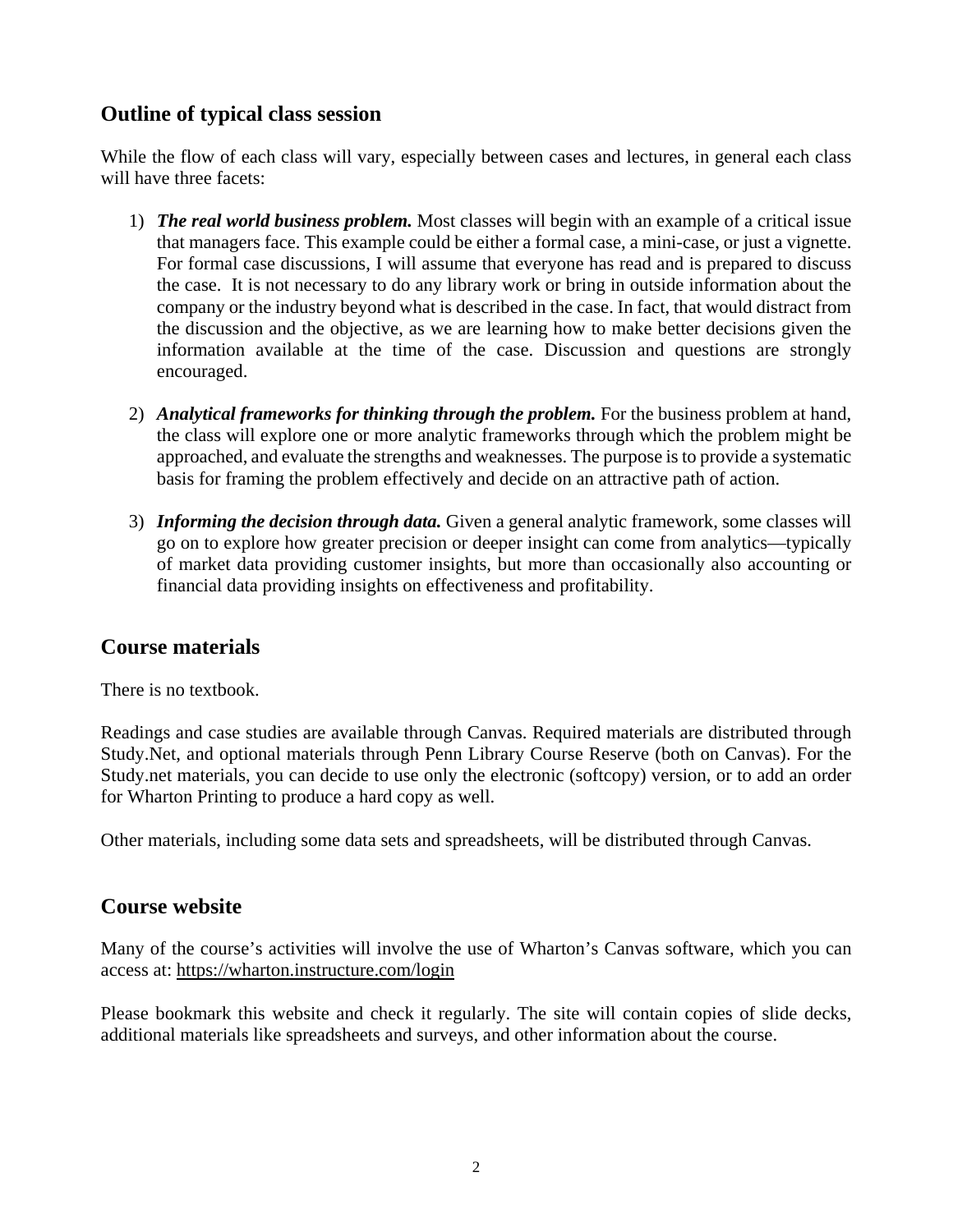## Outline of typical class session

While the flow of each class will vary, especially between cases and lectures, in general each class will have three facets:

1) ***The real world business problem.*** Most classes will begin with an example of a critical issue that managers face. This example could be either a formal case, a mini-case, or just a vignette. For formal case discussions, I will assume that everyone has read and is prepared to discuss the case. It is not necessary to do any library work or bring in outside information about the company or the industry beyond what is described in the case. In fact, that would distract from the discussion and the objective, as we are learning how to make better decisions given the information available at the time of the case. Discussion and questions are strongly encouraged.

2) ***Analytical frameworks for thinking through the problem.*** For the business problem at hand, the class will explore one or more analytic frameworks through which the problem might be approached, and evaluate the strengths and weaknesses. The purpose is to provide a systematic basis for framing the problem effectively and decide on an attractive path of action.

3) ***Informing the decision through data.*** Given a general analytic framework, some classes will go on to explore how greater precision or deeper insight can come from analytics—typically of market data providing customer insights, but more than occasionally also accounting or financial data providing insights on effectiveness and profitability.

## Course materials

There is no textbook.

Readings and case studies are available through Canvas. Required materials are distributed through Study.Net, and optional materials through Penn Library Course Reserve (both on Canvas). For the Study.net materials, you can decide to use only the electronic (softcopy) version, or to add an order for Wharton Printing to produce a hard copy as well.

Other materials, including some data sets and spreadsheets, will be distributed through Canvas.

## Course website

Many of the course's activities will involve the use of Wharton's Canvas software, which you can access at: https://wharton.instructure.com/login

Please bookmark this website and check it regularly. The site will contain copies of slide decks, additional materials like spreadsheets and surveys, and other information about the course.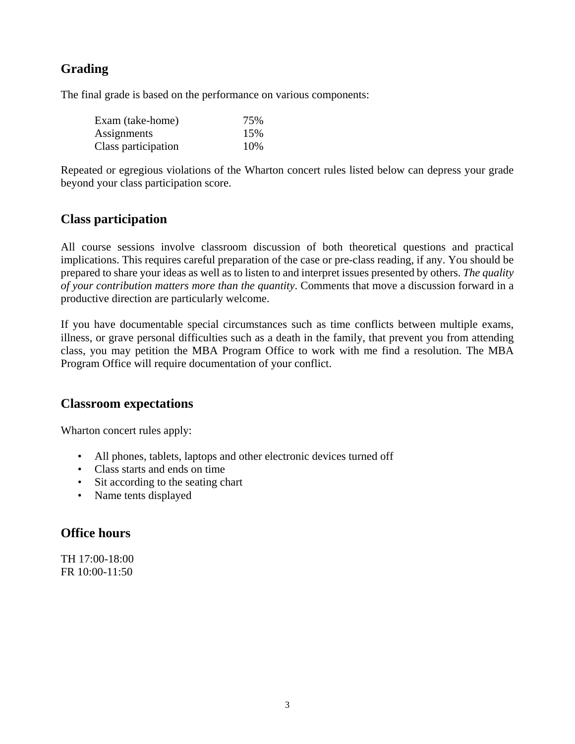## Grading

The final grade is based on the performance on various components:

| Component | Weight |
|---|---|
| Exam (take-home) | 75% |
| Assignments | 15% |
| Class participation | 10% |

Repeated or egregious violations of the Wharton concert rules listed below can depress your grade beyond your class participation score.

## Class participation

All course sessions involve classroom discussion of both theoretical questions and practical implications. This requires careful preparation of the case or pre-class reading, if any. You should be prepared to share your ideas as well as to listen to and interpret issues presented by others. *The quality of your contribution matters more than the quantity*. Comments that move a discussion forward in a productive direction are particularly welcome.

If you have documentable special circumstances such as time conflicts between multiple exams, illness, or grave personal difficulties such as a death in the family, that prevent you from attending class, you may petition the MBA Program Office to work with me find a resolution. The MBA Program Office will require documentation of your conflict.

## Classroom expectations

Wharton concert rules apply:

- All phones, tablets, laptops and other electronic devices turned off
- Class starts and ends on time
- Sit according to the seating chart
- Name tents displayed

## Office hours

TH 17:00-18:00
FR 10:00-11:50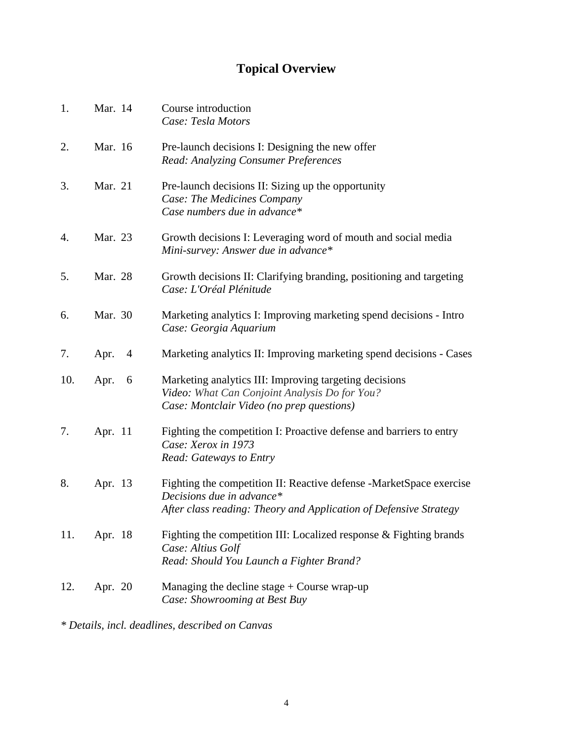# Topical Overview

| | | |
|---|---|---|
| 1. | Mar. 14 | Course introduction<br>*Case: Tesla Motors* |
| 2. | Mar. 16 | Pre-launch decisions I: Designing the new offer<br>*Read: Analyzing Consumer Preferences* |
| 3. | Mar. 21 | Pre-launch decisions II: Sizing up the opportunity<br>*Case: The Medicines Company*<br>*Case numbers due in advance** |
| 4. | Mar. 23 | Growth decisions I: Leveraging word of mouth and social media<br>*Mini-survey: Answer due in advance** |
| 5. | Mar. 28 | Growth decisions II: Clarifying branding, positioning and targeting<br>*Case: L'Oréal Plénitude* |
| 6. | Mar. 30 | Marketing analytics I: Improving marketing spend decisions - Intro<br>*Case: Georgia Aquarium* |
| 7. | Apr. 4 | Marketing analytics II: Improving marketing spend decisions - Cases |
| 10. | Apr. 6 | Marketing analytics III: Improving targeting decisions<br>*Video: What Can Conjoint Analysis Do for You?*<br>*Case: Montclair Video (no prep questions)* |
| 7. | Apr. 11 | Fighting the competition I: Proactive defense and barriers to entry<br>*Case: Xerox in 1973*<br>*Read: Gateways to Entry* |
| 8. | Apr. 13 | Fighting the competition II: Reactive defense -MarketSpace exercise<br>*Decisions due in advance**<br>*After class reading: Theory and Application of Defensive Strategy* |
| 11. | Apr. 18 | Fighting the competition III: Localized response & Fighting brands<br>*Case: Altius Golf*<br>*Read: Should You Launch a Fighter Brand?* |
| 12. | Apr. 20 | Managing the decline stage + Course wrap-up<br>*Case: Showrooming at Best Buy* |

*\* Details, incl. deadlines, described on Canvas*